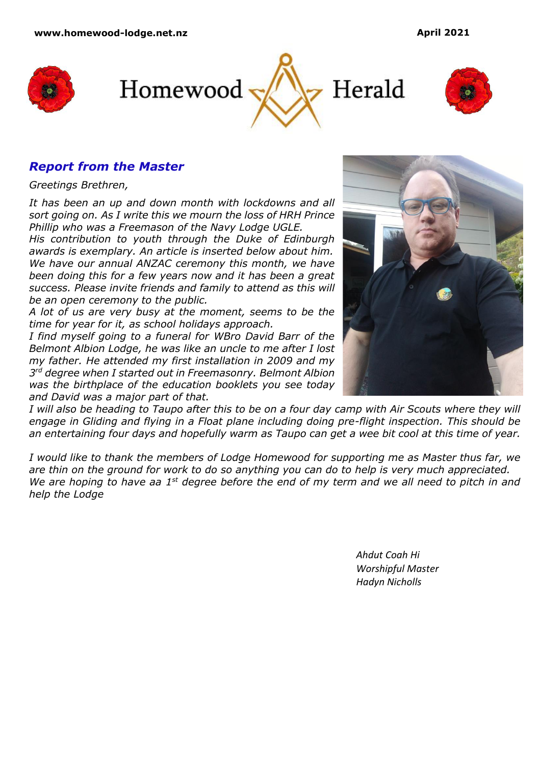www.homewood-lodge.net.nz April 2021

# Homewood Herald

## *Report from the Master*

*Greetings Brethren,*

*It has been an up and down month with lockdowns and all sort going on. As I write this we mourn the loss of HRH Prince Phillip who was a Freemason of the Navy Lodge UGLE.*
*His contribution to youth through the Duke of Edinburgh awards is exemplary. An article is inserted below about him.*
*We have our annual ANZAC ceremony this month, we have been doing this for a few years now and it has been a great success. Please invite friends and family to attend as this will be an open ceremony to the public.*
*A lot of us are very busy at the moment, seems to be the time for year for it, as school holidays approach.*
*I find myself going to a funeral for WBro David Barr of the Belmont Albion Lodge, he was like an uncle to me after I lost my father. He attended my first installation in 2009 and my 3rd degree when I started out in Freemasonry. Belmont Albion was the birthplace of the education booklets you see today and David was a major part of that.*
*I will also be heading to Taupo after this to be on a four day camp with Air Scouts where they will engage in Gliding and flying in a Float plane including doing pre-flight inspection. This should be an entertaining four days and hopefully warm as Taupo can get a wee bit cool at this time of year.*

*I would like to thank the members of Lodge Homewood for supporting me as Master thus far, we are thin on the ground for work to do so anything you can do to help is very much appreciated.*
*We are hoping to have aa 1st degree before the end of my term and we all need to pitch in and help the Lodge*

*Ahdut Coah Hi*
*Worshipful Master*
*Hadyn Nicholls*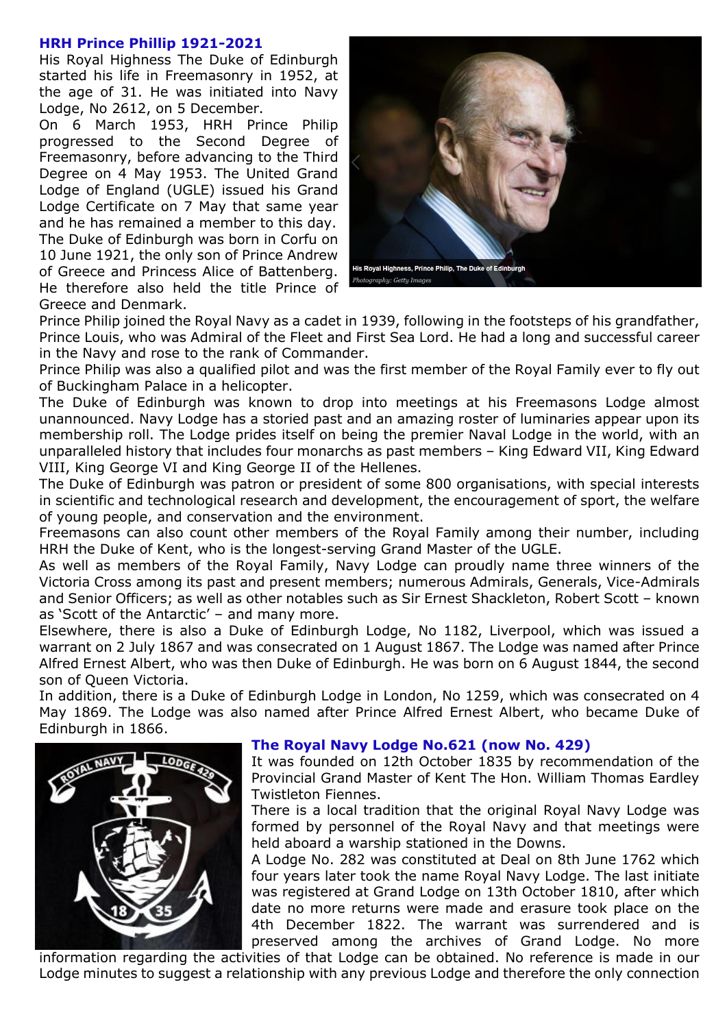### HRH Prince Phillip 1921-2021

His Royal Highness The Duke of Edinburgh started his life in Freemasonry in 1952, at the age of 31. He was initiated into Navy Lodge, No 2612, on 5 December.

On 6 March 1953, HRH Prince Philip progressed to the Second Degree of Freemasonry, before advancing to the Third Degree on 4 May 1953. The United Grand Lodge of England (UGLE) issued his Grand Lodge Certificate on 7 May that same year and he has remained a member to this day.

The Duke of Edinburgh was born in Corfu on 10 June 1921, the only son of Prince Andrew of Greece and Princess Alice of Battenberg. He therefore also held the title Prince of Greece and Denmark.

His Royal Highness, Prince Philip, The Duke of Edinburgh
*Photography: Getty Images*

Prince Philip joined the Royal Navy as a cadet in 1939, following in the footsteps of his grandfather, Prince Louis, who was Admiral of the Fleet and First Sea Lord. He had a long and successful career in the Navy and rose to the rank of Commander.

Prince Philip was also a qualified pilot and was the first member of the Royal Family ever to fly out of Buckingham Palace in a helicopter.

The Duke of Edinburgh was known to drop into meetings at his Freemasons Lodge almost unannounced. Navy Lodge has a storied past and an amazing roster of luminaries appear upon its membership roll. The Lodge prides itself on being the premier Naval Lodge in the world, with an unparalleled history that includes four monarchs as past members – King Edward VII, King Edward VIII, King George VI and King George II of the Hellenes.

The Duke of Edinburgh was patron or president of some 800 organisations, with special interests in scientific and technological research and development, the encouragement of sport, the welfare of young people, and conservation and the environment.

Freemasons can also count other members of the Royal Family among their number, including HRH the Duke of Kent, who is the longest-serving Grand Master of the UGLE.

As well as members of the Royal Family, Navy Lodge can proudly name three winners of the Victoria Cross among its past and present members; numerous Admirals, Generals, Vice-Admirals and Senior Officers; as well as other notables such as Sir Ernest Shackleton, Robert Scott – known as 'Scott of the Antarctic' – and many more.

Elsewhere, there is also a Duke of Edinburgh Lodge, No 1182, Liverpool, which was issued a warrant on 2 July 1867 and was consecrated on 1 August 1867. The Lodge was named after Prince Alfred Ernest Albert, who was then Duke of Edinburgh. He was born on 6 August 1844, the second son of Queen Victoria.

In addition, there is a Duke of Edinburgh Lodge in London, No 1259, which was consecrated on 4 May 1869. The Lodge was also named after Prince Alfred Ernest Albert, who became Duke of Edinburgh in 1866.

### The Royal Navy Lodge No.621 (now No. 429)

It was founded on 12th October 1835 by recommendation of the Provincial Grand Master of Kent The Hon. William Thomas Eardley Twistleton Fiennes.

There is a local tradition that the original Royal Navy Lodge was formed by personnel of the Royal Navy and that meetings were held aboard a warship stationed in the Downs.

A Lodge No. 282 was constituted at Deal on 8th June 1762 which four years later took the name Royal Navy Lodge. The last initiate was registered at Grand Lodge on 13th October 1810, after which date no more returns were made and erasure took place on the 4th December 1822. The warrant was surrendered and is preserved among the archives of Grand Lodge. No more information regarding the activities of that Lodge can be obtained. No reference is made in our Lodge minutes to suggest a relationship with any previous Lodge and therefore the only connection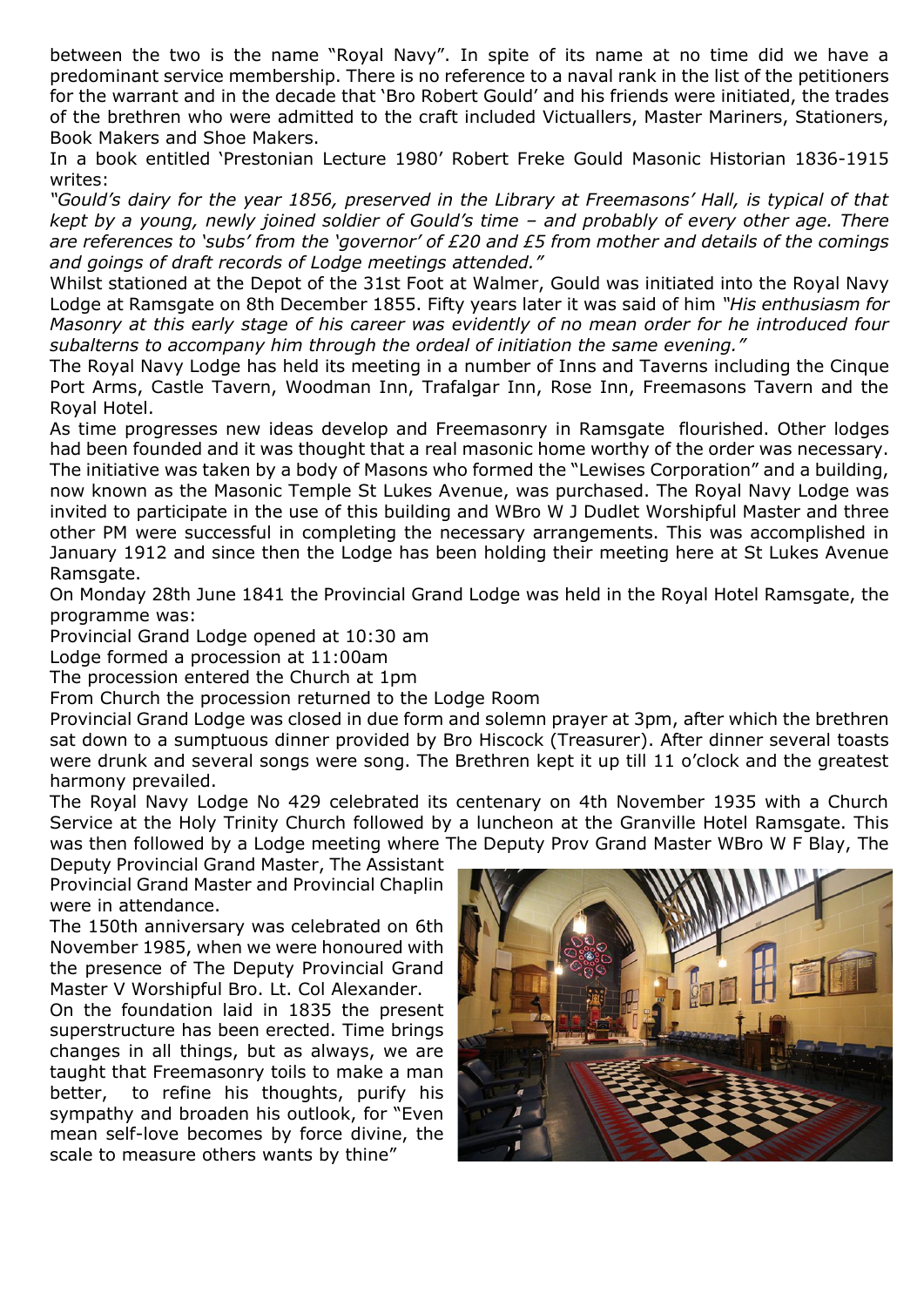between the two is the name "Royal Navy". In spite of its name at no time did we have a predominant service membership. There is no reference to a naval rank in the list of the petitioners for the warrant and in the decade that 'Bro Robert Gould' and his friends were initiated, the trades of the brethren who were admitted to the craft included Victuallers, Master Mariners, Stationers, Book Makers and Shoe Makers.

In a book entitled 'Prestonian Lecture 1980' Robert Freke Gould Masonic Historian 1836-1915 writes:

*"Gould's dairy for the year 1856, preserved in the Library at Freemasons' Hall, is typical of that kept by a young, newly joined soldier of Gould's time – and probably of every other age. There are references to 'subs' from the 'governor' of £20 and £5 from mother and details of the comings and goings of draft records of Lodge meetings attended."*

Whilst stationed at the Depot of the 31st Foot at Walmer, Gould was initiated into the Royal Navy Lodge at Ramsgate on 8th December 1855. Fifty years later it was said of him *"His enthusiasm for Masonry at this early stage of his career was evidently of no mean order for he introduced four subalterns to accompany him through the ordeal of initiation the same evening."*

The Royal Navy Lodge has held its meeting in a number of Inns and Taverns including the Cinque Port Arms, Castle Tavern, Woodman Inn, Trafalgar Inn, Rose Inn, Freemasons Tavern and the Royal Hotel.

As time progresses new ideas develop and Freemasonry in Ramsgate flourished. Other lodges had been founded and it was thought that a real masonic home worthy of the order was necessary. The initiative was taken by a body of Masons who formed the "Lewises Corporation" and a building, now known as the Masonic Temple St Lukes Avenue, was purchased. The Royal Navy Lodge was invited to participate in the use of this building and WBro W J Dudlet Worshipful Master and three other PM were successful in completing the necessary arrangements. This was accomplished in January 1912 and since then the Lodge has been holding their meeting here at St Lukes Avenue Ramsgate.

On Monday 28th June 1841 the Provincial Grand Lodge was held in the Royal Hotel Ramsgate, the programme was:

Provincial Grand Lodge opened at 10:30 am
Lodge formed a procession at 11:00am
The procession entered the Church at 1pm
From Church the procession returned to the Lodge Room

Provincial Grand Lodge was closed in due form and solemn prayer at 3pm, after which the brethren sat down to a sumptuous dinner provided by Bro Hiscock (Treasurer). After dinner several toasts were drunk and several songs were song. The Brethren kept it up till 11 o'clock and the greatest harmony prevailed.

The Royal Navy Lodge No 429 celebrated its centenary on 4th November 1935 with a Church Service at the Holy Trinity Church followed by a luncheon at the Granville Hotel Ramsgate. This was then followed by a Lodge meeting where The Deputy Prov Grand Master WBro W F Blay, The Deputy Provincial Grand Master, The Assistant Provincial Grand Master and Provincial Chaplin were in attendance.

The 150th anniversary was celebrated on 6th November 1985, when we were honoured with the presence of The Deputy Provincial Grand Master V Worshipful Bro. Lt. Col Alexander.

On the foundation laid in 1835 the present superstructure has been erected. Time brings changes in all things, but as always, we are taught that Freemasonry toils to make a man better, to refine his thoughts, purify his sympathy and broaden his outlook, for "Even mean self-love becomes by force divine, the scale to measure others wants by thine"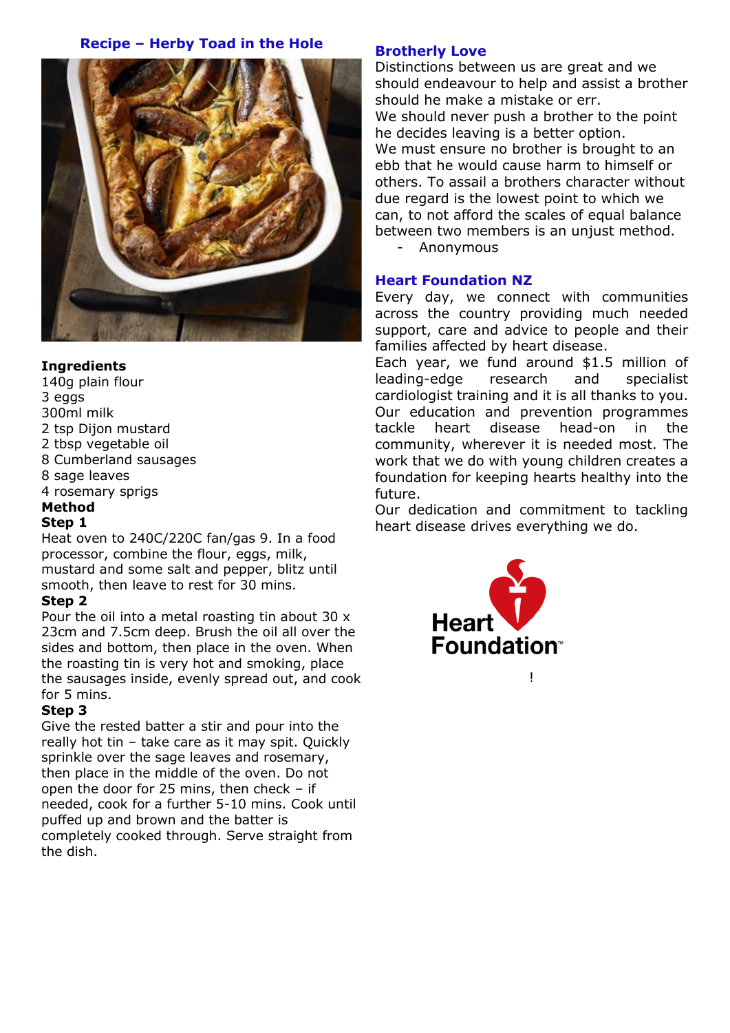## Recipe – Herby Toad in the Hole

**Ingredients**

140g plain flour
3 eggs
300ml milk
2 tsp Dijon mustard
2 tbsp vegetable oil
8 Cumberland sausages
8 sage leaves
4 rosemary sprigs

**Method**

**Step 1**

Heat oven to 240C/220C fan/gas 9. In a food processor, combine the flour, eggs, milk, mustard and some salt and pepper, blitz until smooth, then leave to rest for 30 mins.

**Step 2**

Pour the oil into a metal roasting tin about 30 x 23cm and 7.5cm deep. Brush the oil all over the sides and bottom, then place in the oven. When the roasting tin is very hot and smoking, place the sausages inside, evenly spread out, and cook for 5 mins.

**Step 3**

Give the rested batter a stir and pour into the really hot tin – take care as it may spit. Quickly sprinkle over the sage leaves and rosemary, then place in the middle of the oven. Do not open the door for 25 mins, then check – if needed, cook for a further 5-10 mins. Cook until puffed up and brown and the batter is completely cooked through. Serve straight from the dish.

## Brotherly Love

Distinctions between us are great and we should endeavour to help and assist a brother should he make a mistake or err.
We should never push a brother to the point he decides leaving is a better option.
We must ensure no brother is brought to an ebb that he would cause harm to himself or others. To assail a brothers character without due regard is the lowest point to which we can, to not afford the scales of equal balance between two members is an unjust method.

- Anonymous

## Heart Foundation NZ

Every day, we connect with communities across the country providing much needed support, care and advice to people and their families affected by heart disease.
Each year, we fund around $1.5 million of leading-edge research and specialist cardiologist training and it is all thanks to you. Our education and prevention programmes tackle heart disease head-on in the community, wherever it is needed most. The work that we do with young children creates a foundation for keeping hearts healthy into the future.
Our dedication and commitment to tackling heart disease drives everything we do.

Heart Foundation™

!